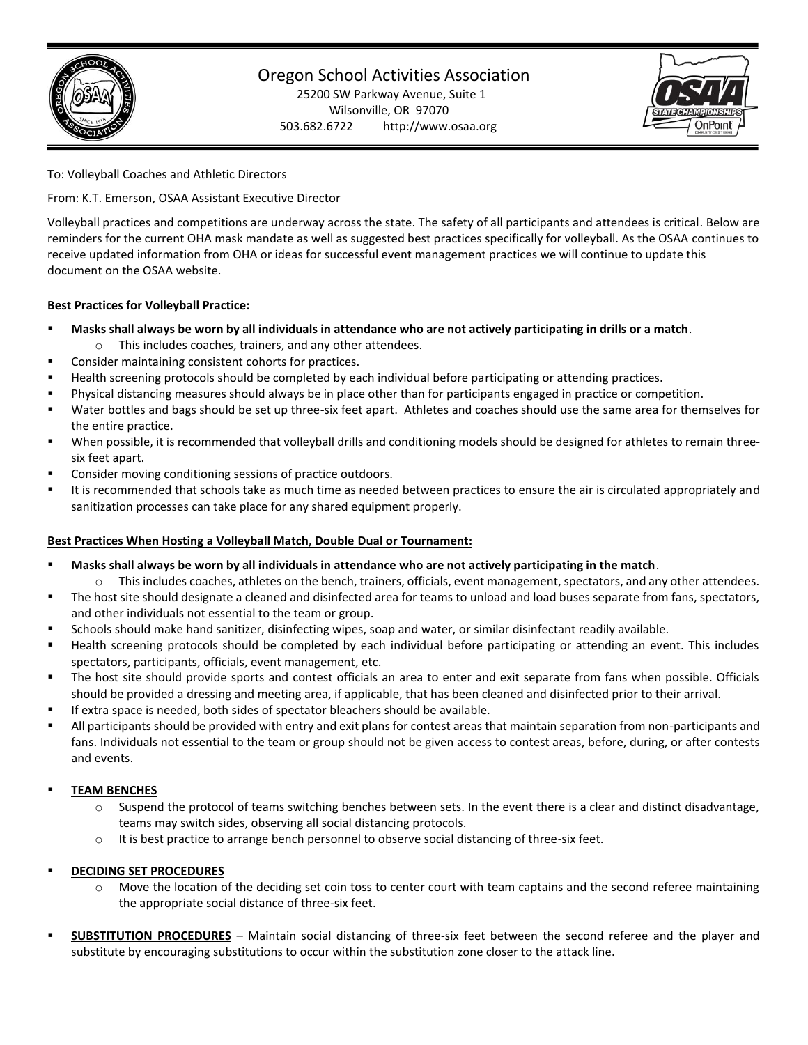# Oregon School Activities Association

25200 SW Parkway Avenue, Suite 1
Wilsonville, OR 97070
503.682.6722 http://www.osaa.org

To: Volleyball Coaches and Athletic Directors

From: K.T. Emerson, OSAA Assistant Executive Director

Volleyball practices and competitions are underway across the state. The safety of all participants and attendees is critical. Below are reminders for the current OHA mask mandate as well as suggested best practices specifically for volleyball. As the OSAA continues to receive updated information from OHA or ideas for successful event management practices we will continue to update this document on the OSAA website.

## Best Practices for Volleyball Practice:

- **Masks shall always be worn by all individuals in attendance who are not actively participating in drills or a match**.
  - This includes coaches, trainers, and any other attendees.
- Consider maintaining consistent cohorts for practices.
- Health screening protocols should be completed by each individual before participating or attending practices.
- Physical distancing measures should always be in place other than for participants engaged in practice or competition.
- Water bottles and bags should be set up three-six feet apart. Athletes and coaches should use the same area for themselves for the entire practice.
- When possible, it is recommended that volleyball drills and conditioning models should be designed for athletes to remain three-six feet apart.
- Consider moving conditioning sessions of practice outdoors.
- It is recommended that schools take as much time as needed between practices to ensure the air is circulated appropriately and sanitization processes can take place for any shared equipment properly.

## Best Practices When Hosting a Volleyball Match, Double Dual or Tournament:

- **Masks shall always be worn by all individuals in attendance who are not actively participating in the match**.
  - This includes coaches, athletes on the bench, trainers, officials, event management, spectators, and any other attendees.
- The host site should designate a cleaned and disinfected area for teams to unload and load buses separate from fans, spectators, and other individuals not essential to the team or group.
- Schools should make hand sanitizer, disinfecting wipes, soap and water, or similar disinfectant readily available.
- Health screening protocols should be completed by each individual before participating or attending an event. This includes spectators, participants, officials, event management, etc.
- The host site should provide sports and contest officials an area to enter and exit separate from fans when possible. Officials should be provided a dressing and meeting area, if applicable, that has been cleaned and disinfected prior to their arrival.
- If extra space is needed, both sides of spectator bleachers should be available.
- All participants should be provided with entry and exit plans for contest areas that maintain separation from non-participants and fans. Individuals not essential to the team or group should not be given access to contest areas, before, during, or after contests and events.
- **TEAM BENCHES**
  - Suspend the protocol of teams switching benches between sets. In the event there is a clear and distinct disadvantage, teams may switch sides, observing all social distancing protocols.
  - It is best practice to arrange bench personnel to observe social distancing of three-six feet.
- **DECIDING SET PROCEDURES**
  - Move the location of the deciding set coin toss to center court with team captains and the second referee maintaining the appropriate social distance of three-six feet.
- **SUBSTITUTION PROCEDURES** – Maintain social distancing of three-six feet between the second referee and the player and substitute by encouraging substitutions to occur within the substitution zone closer to the attack line.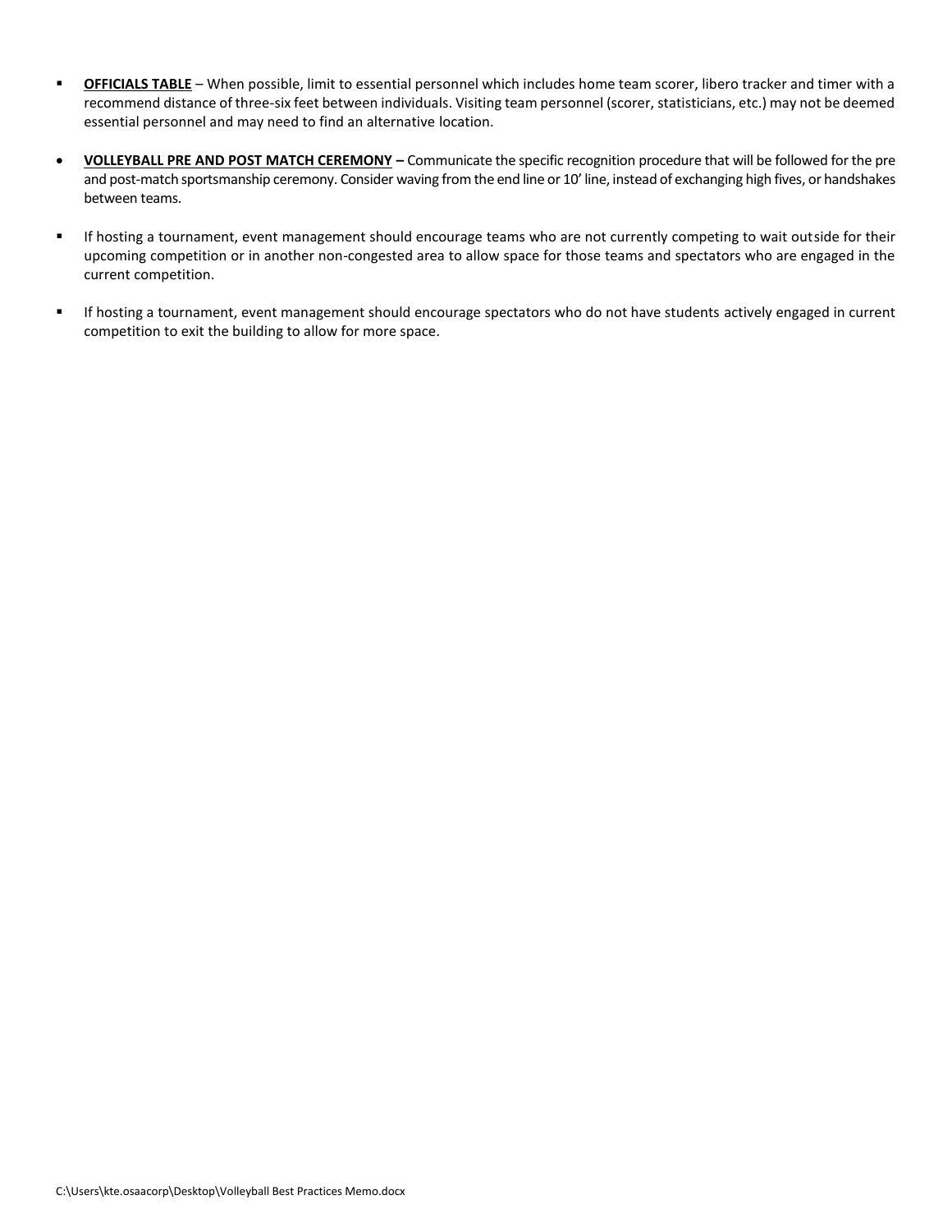- **OFFICIALS TABLE** – When possible, limit to essential personnel which includes home team scorer, libero tracker and timer with a recommend distance of three-six feet between individuals. Visiting team personnel (scorer, statisticians, etc.) may not be deemed essential personnel and may need to find an alternative location.

- **VOLLEYBALL PRE AND POST MATCH CEREMONY –** Communicate the specific recognition procedure that will be followed for the pre and post-match sportsmanship ceremony. Consider waving from the end line or 10' line, instead of exchanging high fives, or handshakes between teams.

- If hosting a tournament, event management should encourage teams who are not currently competing to wait outside for their upcoming competition or in another non-congested area to allow space for those teams and spectators who are engaged in the current competition.

- If hosting a tournament, event management should encourage spectators who do not have students actively engaged in current competition to exit the building to allow for more space.